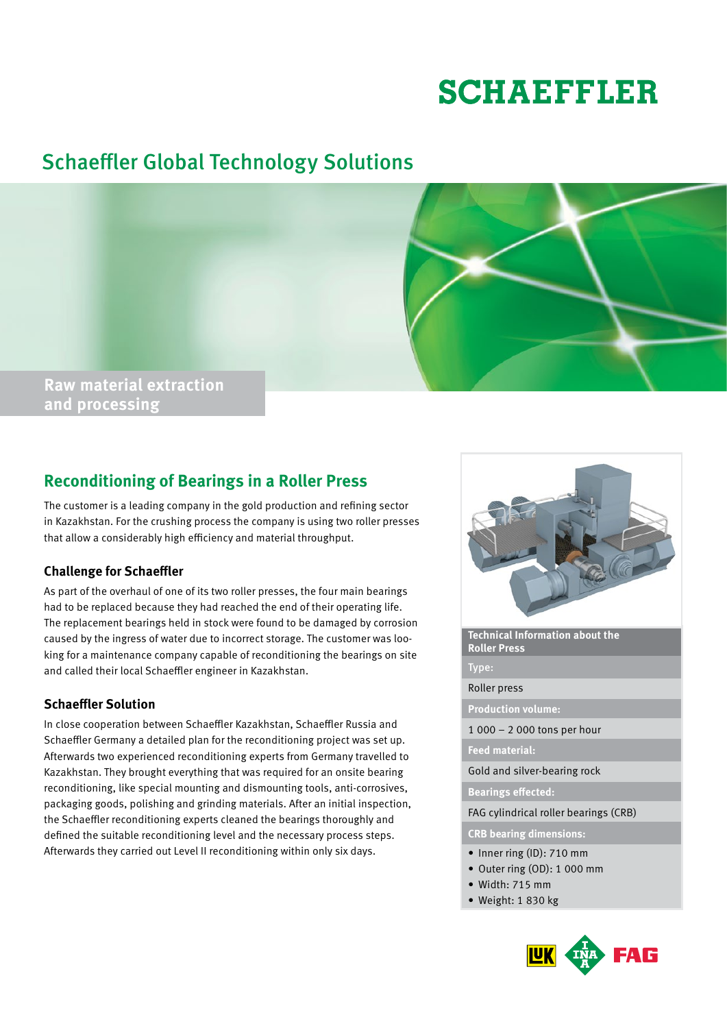# SCHAEFFLER

## Schaeffler Global Technology Solutions

Raw material extraction and processing

## Reconditioning of Bearings in a Roller Press

The customer is a leading company in the gold production and refining sector in Kazakhstan. For the crushing process the company is using two roller presses that allow a considerably high efficiency and material throughput.

### Challenge for Schaeffler

As part of the overhaul of one of its two roller presses, the four main bearings had to be replaced because they had reached the end of their operating life. The replacement bearings held in stock were found to be damaged by corrosion caused by the ingress of water due to incorrect storage. The customer was looking for a maintenance company capable of reconditioning the bearings on site and called their local Schaeffler engineer in Kazakhstan.

### Schaeffler Solution

In close cooperation between Schaeffler Kazakhstan, Schaeffler Russia and Schaeffler Germany a detailed plan for the reconditioning project was set up. Afterwards two experienced reconditioning experts from Germany travelled to Kazakhstan. They brought everything that was required for an onsite bearing reconditioning, like special mounting and dismounting tools, anti-corrosives, packaging goods, polishing and grinding materials. After an initial inspection, the Schaeffler reconditioning experts cleaned the bearings thoroughly and defined the suitable reconditioning level and the necessary process steps. Afterwards they carried out Level II reconditioning within only six days.

**Technical Information about the Roller Press**

**Type:**

Roller press

**Production volume:**

1 000 – 2 000 tons per hour

**Feed material:**

Gold and silver-bearing rock

**Bearings effected:**

FAG cylindrical roller bearings (CRB)

**CRB bearing dimensions:**

- Inner ring (ID): 710 mm
- Outer ring (OD): 1 000 mm
- Width: 715 mm
- Weight: 1 830 kg

LuK INA FAG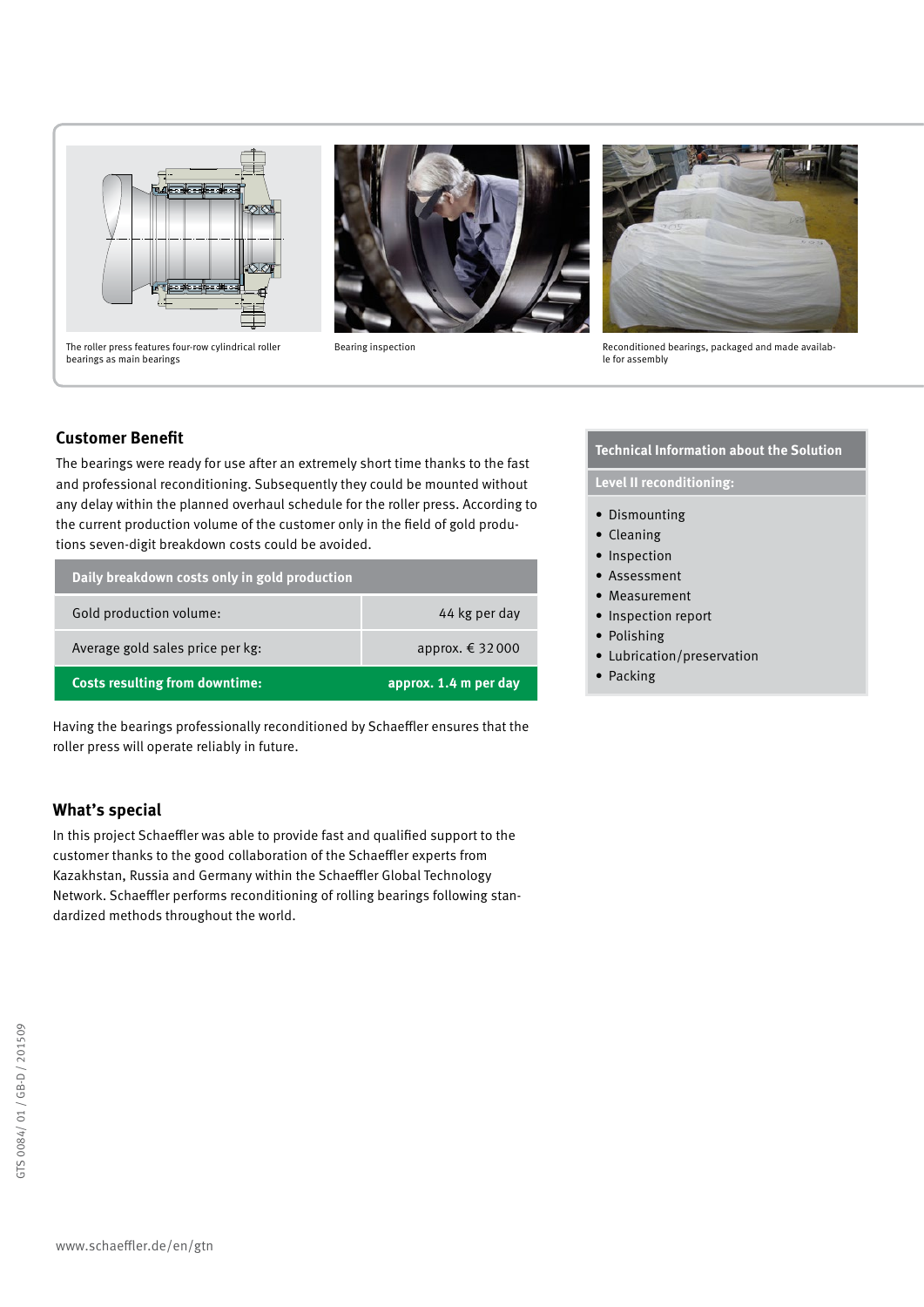The roller press features four-row cylindrical roller bearings as main bearings

Bearing inspection

Reconditioned bearings, packaged and made available for assembly

## Customer Benefit

The bearings were ready for use after an extremely short time thanks to the fast and professional reconditioning. Subsequently they could be mounted without any delay within the planned overhaul schedule for the roller press. According to the current production volume of the customer only in the field of gold productions seven-digit breakdown costs could be avoided.

| **Daily breakdown costs only in gold production** | |
|---|---|
| Gold production volume: | 44 kg per day |
| Average gold sales price per kg: | approx. € 32 000 |
| **Costs resulting from downtime:** | **approx. 1.4 m per day** |

Having the bearings professionally reconditioned by Schaeffler ensures that the roller press will operate reliably in future.

## What's special

In this project Schaeffler was able to provide fast and qualified support to the customer thanks to the good collaboration of the Schaeffler experts from Kazakhstan, Russia and Germany within the Schaeffler Global Technology Network. Schaeffler performs reconditioning of rolling bearings following standardized methods throughout the world.

## Technical Information about the Solution

**Level II reconditioning:**

- Dismounting
- Cleaning
- Inspection
- Assessment
- Measurement
- Inspection report
- Polishing
- Lubrication/preservation
- Packing

GTS 0084/ 01 / GB-D / 201509

www.schaeffler.de/en/gtn